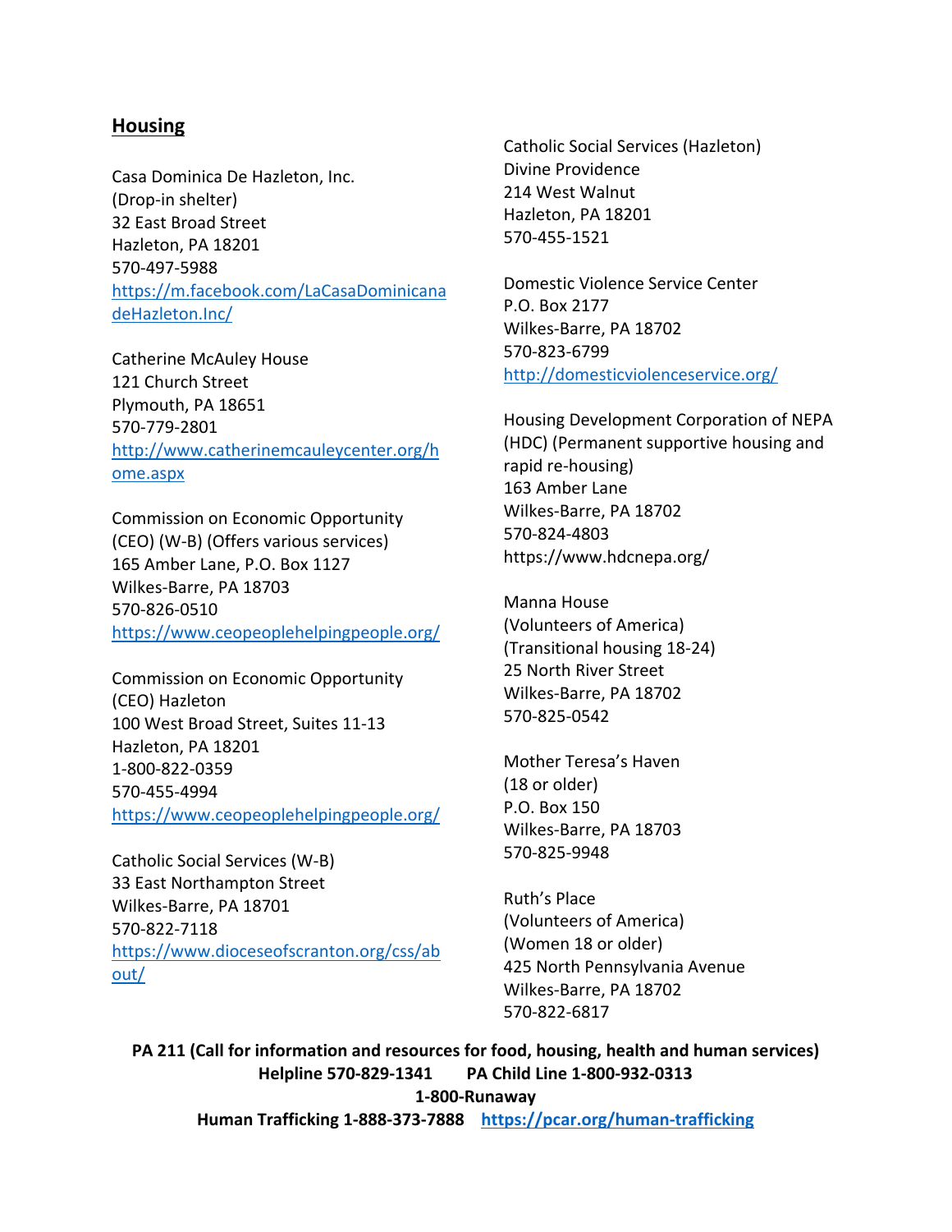## Housing

Casa Dominica De Hazleton, Inc.
(Drop-in shelter)
32 East Broad Street
Hazleton, PA 18201
570-497-5988
https://m.facebook.com/LaCasaDominicanadeHazleton.Inc/

Catherine McAuley House
121 Church Street
Plymouth, PA 18651
570-779-2801
http://www.catherinemcauleycenter.org/home.aspx

Commission on Economic Opportunity
(CEO) (W-B) (Offers various services)
165 Amber Lane, P.O. Box 1127
Wilkes-Barre, PA 18703
570-826-0510
https://www.ceopeoplehelpingpeople.org/

Commission on Economic Opportunity
(CEO) Hazleton
100 West Broad Street, Suites 11-13
Hazleton, PA 18201
1-800-822-0359
570-455-4994
https://www.ceopeoplehelpingpeople.org/

Catholic Social Services (W-B)
33 East Northampton Street
Wilkes-Barre, PA 18701
570-822-7118
https://www.dioceseofscranton.org/css/about/

Catholic Social Services (Hazleton)
Divine Providence
214 West Walnut
Hazleton, PA 18201
570-455-1521

Domestic Violence Service Center
P.O. Box 2177
Wilkes-Barre, PA 18702
570-823-6799
http://domesticviolenceservice.org/

Housing Development Corporation of NEPA
(HDC) (Permanent supportive housing and rapid re-housing)
163 Amber Lane
Wilkes-Barre, PA 18702
570-824-4803
https://www.hdcnepa.org/

Manna House
(Volunteers of America)
(Transitional housing 18-24)
25 North River Street
Wilkes-Barre, PA 18702
570-825-0542

Mother Teresa's Haven
(18 or older)
P.O. Box 150
Wilkes-Barre, PA 18703
570-825-9948

Ruth's Place
(Volunteers of America)
(Women 18 or older)
425 North Pennsylvania Avenue
Wilkes-Barre, PA 18702
570-822-6817

**PA 211 (Call for information and resources for food, housing, health and human services)**
**Helpline 570-829-1341 PA Child Line 1-800-932-0313**
**1-800-Runaway**
**Human Trafficking 1-888-373-7888 https://pcar.org/human-trafficking**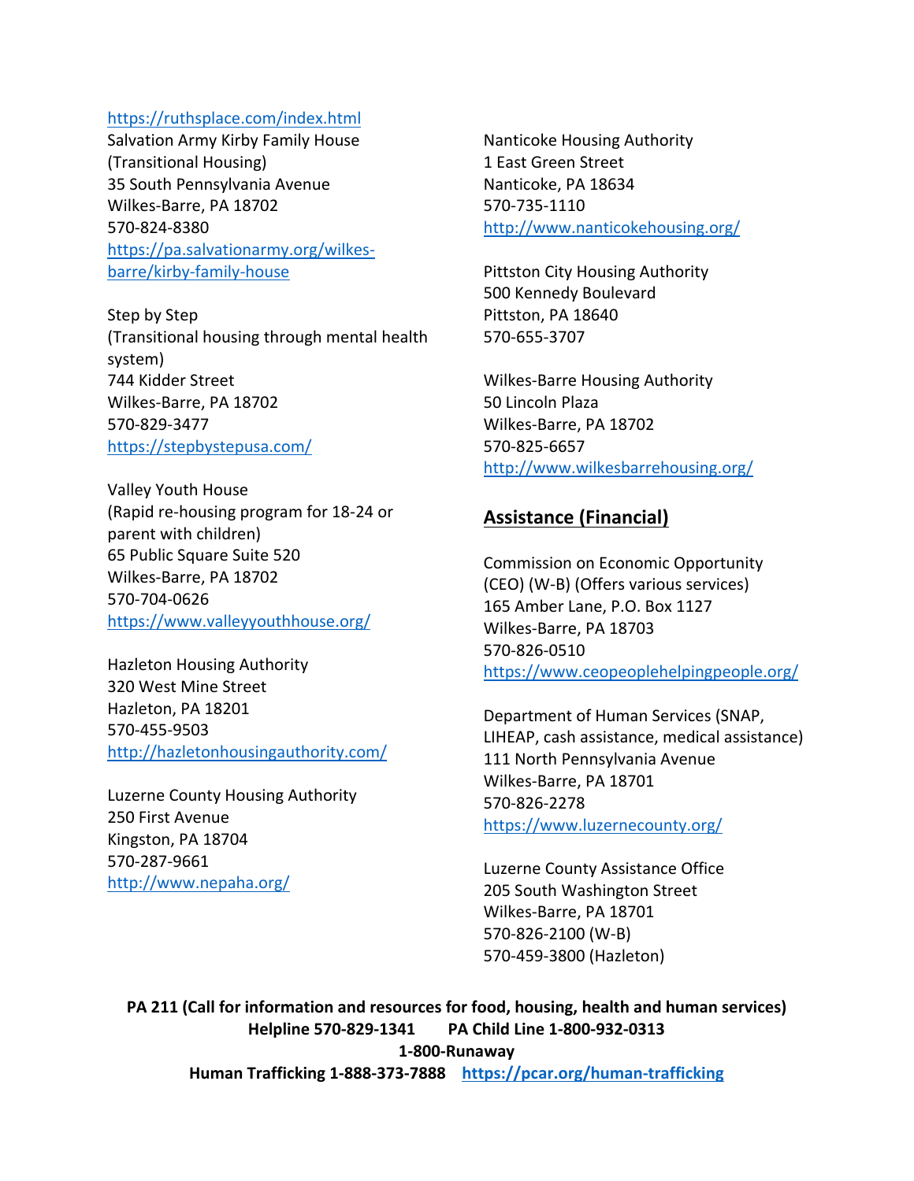https://ruthsplace.com/index.html

Salvation Army Kirby Family House
(Transitional Housing)
35 South Pennsylvania Avenue
Wilkes-Barre, PA 18702
570-824-8380
https://pa.salvationarmy.org/wilkes-barre/kirby-family-house

Step by Step
(Transitional housing through mental health system)
744 Kidder Street
Wilkes-Barre, PA 18702
570-829-3477
https://stepbystepusa.com/

Valley Youth House
(Rapid re-housing program for 18-24 or parent with children)
65 Public Square Suite 520
Wilkes-Barre, PA 18702
570-704-0626
https://www.valleyyouthhouse.org/

Hazleton Housing Authority
320 West Mine Street
Hazleton, PA 18201
570-455-9503
http://hazletonhousingauthority.com/

Luzerne County Housing Authority
250 First Avenue
Kingston, PA 18704
570-287-9661
http://www.nepaha.org/

Nanticoke Housing Authority
1 East Green Street
Nanticoke, PA 18634
570-735-1110
http://www.nanticokehousing.org/

Pittston City Housing Authority
500 Kennedy Boulevard
Pittston, PA 18640
570-655-3707

Wilkes-Barre Housing Authority
50 Lincoln Plaza
Wilkes-Barre, PA 18702
570-825-6657
http://www.wilkesbarrehousing.org/

## Assistance (Financial)

Commission on Economic Opportunity (CEO) (W-B) (Offers various services)
165 Amber Lane, P.O. Box 1127
Wilkes-Barre, PA 18703
570-826-0510
https://www.ceopeoplehelpingpeople.org/

Department of Human Services (SNAP, LIHEAP, cash assistance, medical assistance)
111 North Pennsylvania Avenue
Wilkes-Barre, PA 18701
570-826-2278
https://www.luzernecounty.org/

Luzerne County Assistance Office
205 South Washington Street
Wilkes-Barre, PA 18701
570-826-2100 (W-B)
570-459-3800 (Hazleton)

**PA 211 (Call for information and resources for food, housing, health and human services)**
**Helpline 570-829-1341 PA Child Line 1-800-932-0313**
**1-800-Runaway**
**Human Trafficking 1-888-373-7888 https://pcar.org/human-trafficking**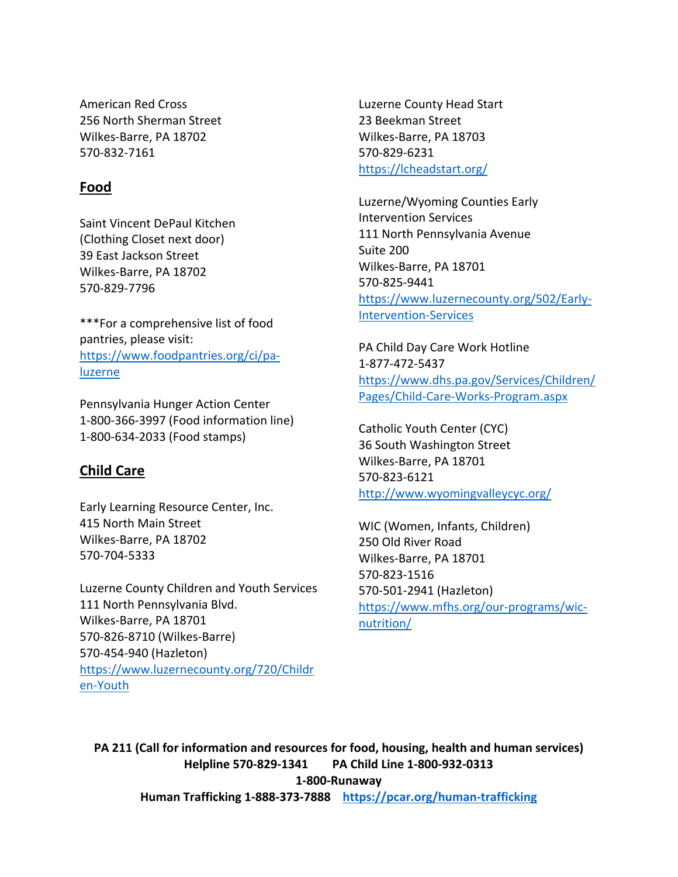American Red Cross
256 North Sherman Street
Wilkes-Barre, PA 18702
570-832-7161

## Food

Saint Vincent DePaul Kitchen
(Clothing Closet next door)
39 East Jackson Street
Wilkes-Barre, PA 18702
570-829-7796

***For a comprehensive list of food pantries, please visit: [https://www.foodpantries.org/ci/pa-luzerne](https://www.foodpantries.org/ci/pa-luzerne)

Pennsylvania Hunger Action Center
1-800-366-3997 (Food information line)
1-800-634-2033 (Food stamps)

## Child Care

Early Learning Resource Center, Inc.
415 North Main Street
Wilkes-Barre, PA 18702
570-704-5333

Luzerne County Children and Youth Services
111 North Pennsylvania Blvd.
Wilkes-Barre, PA 18701
570-826-8710 (Wilkes-Barre)
570-454-940 (Hazleton)
[https://www.luzernecounty.org/720/Children-Youth](https://www.luzernecounty.org/720/Children-Youth)

Luzerne County Head Start
23 Beekman Street
Wilkes-Barre, PA 18703
570-829-6231
[https://lcheadstart.org/](https://lcheadstart.org/)

Luzerne/Wyoming Counties Early Intervention Services
111 North Pennsylvania Avenue
Suite 200
Wilkes-Barre, PA 18701
570-825-9441
[https://www.luzernecounty.org/502/Early-Intervention-Services](https://www.luzernecounty.org/502/Early-Intervention-Services)

PA Child Day Care Work Hotline
1-877-472-5437
[https://www.dhs.pa.gov/Services/Children/Pages/Child-Care-Works-Program.aspx](https://www.dhs.pa.gov/Services/Children/Pages/Child-Care-Works-Program.aspx)

Catholic Youth Center (CYC)
36 South Washington Street
Wilkes-Barre, PA 18701
570-823-6121
[http://www.wyomingvalleycyc.org/](http://www.wyomingvalleycyc.org/)

WIC (Women, Infants, Children)
250 Old River Road
Wilkes-Barre, PA 18701
570-823-1516
570-501-2941 (Hazleton)
[https://www.mfhs.org/our-programs/wic-nutrition/](https://www.mfhs.org/our-programs/wic-nutrition/)

**PA 211 (Call for information and resources for food, housing, health and human services)**
**Helpline 570-829-1341 PA Child Line 1-800-932-0313**
**1-800-Runaway**
**Human Trafficking 1-888-373-7888 [https://pcar.org/human-trafficking](https://pcar.org/human-trafficking)**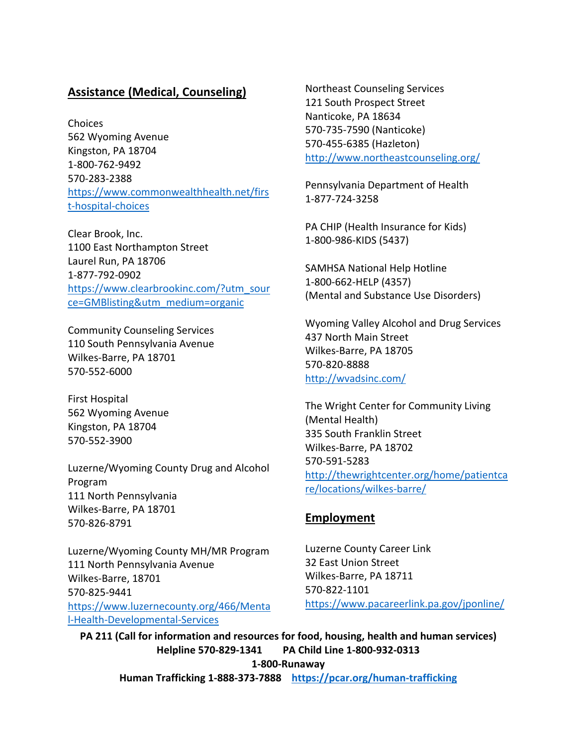## Assistance (Medical, Counseling)

Choices
562 Wyoming Avenue
Kingston, PA 18704
1-800-762-9492
570-283-2388
https://www.commonwealthhealth.net/first-hospital-choices

Clear Brook, Inc.
1100 East Northampton Street
Laurel Run, PA 18706
1-877-792-0902
https://www.clearbrookinc.com/?utm_source=GMBlisting&utm_medium=organic

Community Counseling Services
110 South Pennsylvania Avenue
Wilkes-Barre, PA 18701
570-552-6000

First Hospital
562 Wyoming Avenue
Kingston, PA 18704
570-552-3900

Luzerne/Wyoming County Drug and Alcohol Program
111 North Pennsylvania
Wilkes-Barre, PA 18701
570-826-8791

Luzerne/Wyoming County MH/MR Program
111 North Pennsylvania Avenue
Wilkes-Barre, 18701
570-825-9441
https://www.luzernecounty.org/466/Mental-Health-Developmental-Services

Northeast Counseling Services
121 South Prospect Street
Nanticoke, PA 18634
570-735-7590 (Nanticoke)
570-455-6385 (Hazleton)
http://www.northeastcounseling.org/

Pennsylvania Department of Health
1-877-724-3258

PA CHIP (Health Insurance for Kids)
1-800-986-KIDS (5437)

SAMHSA National Help Hotline
1-800-662-HELP (4357)
(Mental and Substance Use Disorders)

Wyoming Valley Alcohol and Drug Services
437 North Main Street
Wilkes-Barre, PA 18705
570-820-8888
http://wvadsinc.com/

The Wright Center for Community Living (Mental Health)
335 South Franklin Street
Wilkes-Barre, PA 18702
570-591-5283
http://thewrightcenter.org/home/patientcare/locations/wilkes-barre/

## Employment

Luzerne County Career Link
32 East Union Street
Wilkes-Barre, PA 18711
570-822-1101
https://www.pacareerlink.pa.gov/jponline/

**PA 211 (Call for information and resources for food, housing, health and human services)**
**Helpline 570-829-1341 PA Child Line 1-800-932-0313**
**1-800-Runaway**
**Human Trafficking 1-888-373-7888 https://pcar.org/human-trafficking**